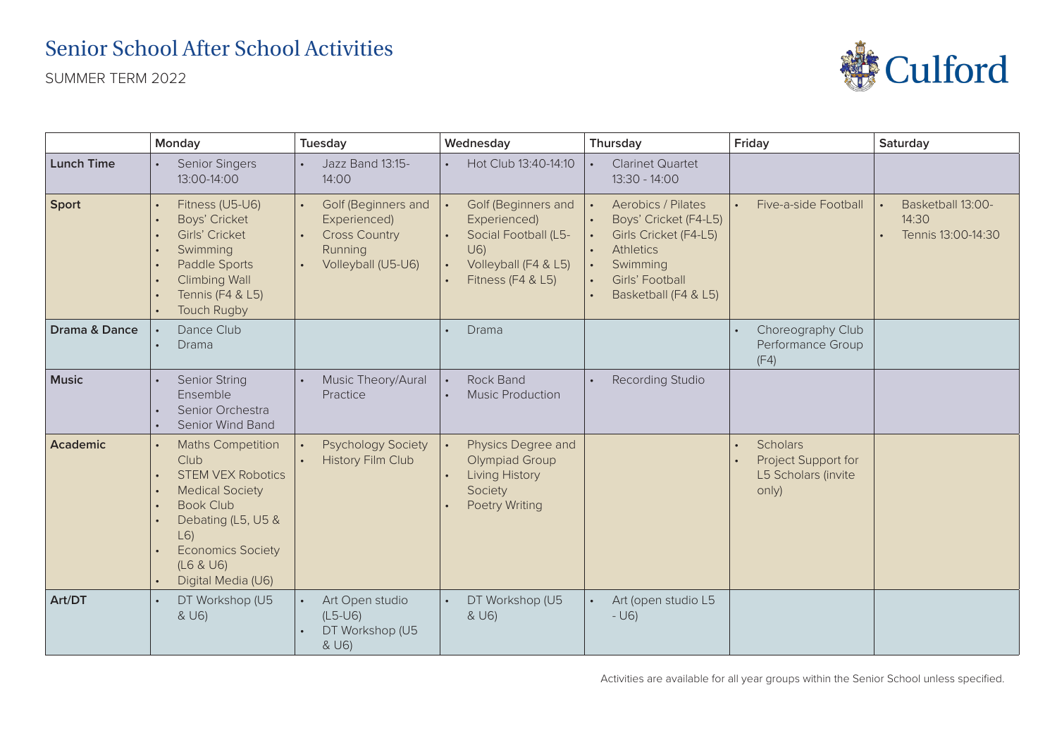# Senior School After School Activities

SUMMER TERM 2022

| | Monday | Tuesday | Wednesday | Thursday | Friday | Saturday |
|---|---|---|---|---|---|---|
| **Lunch Time** | • Senior Singers 13:00-14:00 | • Jazz Band 13:15-14:00 | • Hot Club 13:40-14:10 | • Clarinet Quartet 13:30 - 14:00 | | |
| **Sport** | • Fitness (U5-U6)<br>• Boys' Cricket<br>• Girls' Cricket<br>• Swimming<br>• Paddle Sports<br>• Climbing Wall<br>• Tennis (F4 & L5)<br>• Touch Rugby | • Golf (Beginners and Experienced)<br>• Cross Country Running<br>• Volleyball (U5-U6) | • Golf (Beginners and Experienced)<br>• Social Football (L5-U6)<br>• Volleyball (F4 & L5)<br>• Fitness (F4 & L5) | • Aerobics / Pilates<br>• Boys' Cricket (F4-L5)<br>• Girls Cricket (F4-L5)<br>• Athletics<br>• Swimming<br>• Girls' Football<br>• Basketball (F4 & L5) | • Five-a-side Football | • Basketball 13:00-14:30<br>• Tennis 13:00-14:30 |
| **Drama & Dance** | • Dance Club<br>• Drama | | • Drama | | • Choreography Club Performance Group (F4) | |
| **Music** | • Senior String Ensemble<br>• Senior Orchestra<br>• Senior Wind Band | • Music Theory/Aural Practice | • Rock Band<br>• Music Production | • Recording Studio | | |
| **Academic** | • Maths Competition Club<br>• STEM VEX Robotics<br>• Medical Society<br>• Book Club<br>• Debating (L5, U5 & L6)<br>• Economics Society (L6 & U6)<br>• Digital Media (U6) | • Psychology Society<br>• History Film Club | • Physics Degree and Olympiad Group<br>• Living History Society<br>• Poetry Writing | | • Scholars<br>• Project Support for L5 Scholars (invite only) | |
| **Art/DT** | • DT Workshop (U5 & U6) | • Art Open studio (L5-U6)<br>• DT Workshop (U5 & U6) | • DT Workshop (U5 & U6) | • Art (open studio L5 - U6) | | |

Activities are available for all year groups within the Senior School unless specified.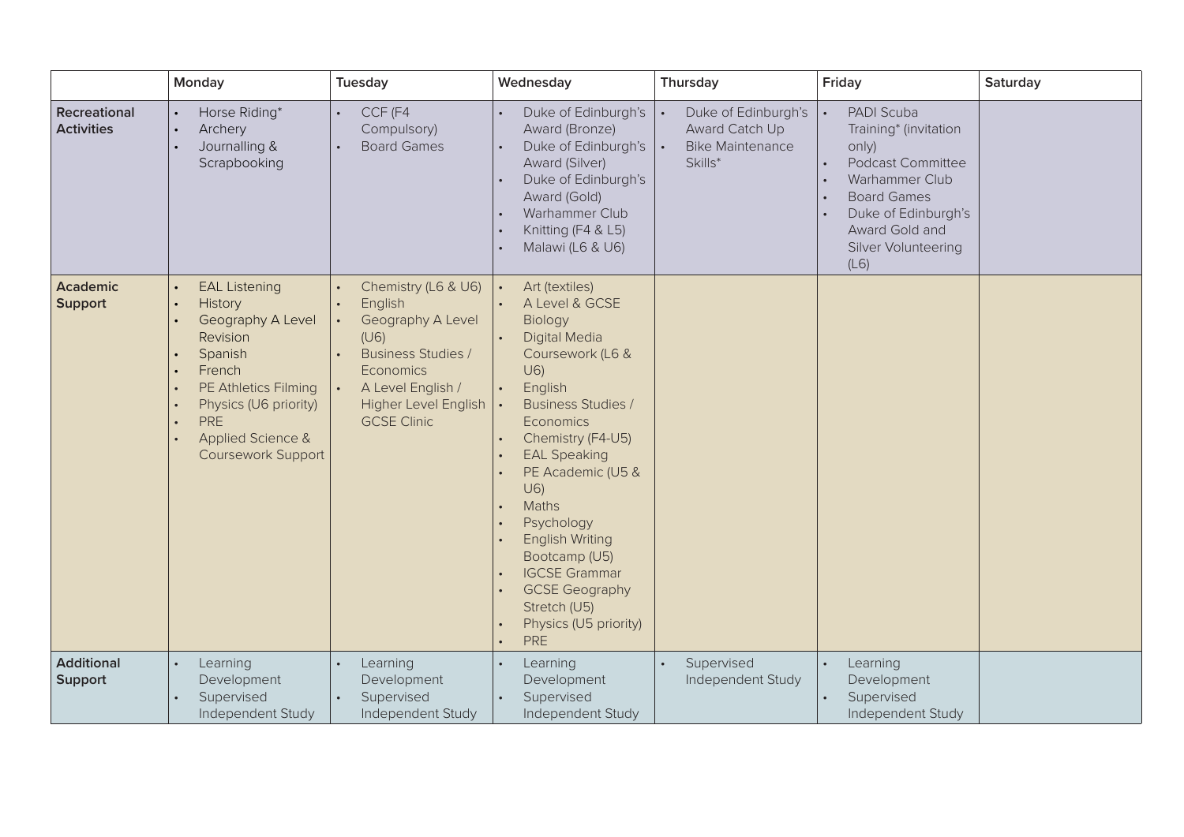| | Monday | Tuesday | Wednesday | Thursday | Friday | Saturday |
|---|---|---|---|---|---|---|
| **Recreational Activities** | • Horse Riding*<br>• Archery<br>• Journalling & Scrapbooking | • CCF (F4 Compulsory)<br>• Board Games | • Duke of Edinburgh's Award (Bronze)<br>• Duke of Edinburgh's Award (Silver)<br>• Duke of Edinburgh's Award (Gold)<br>• Warhammer Club<br>• Knitting (F4 & L5)<br>• Malawi (L6 & U6) | • Duke of Edinburgh's Award Catch Up<br>• Bike Maintenance Skills* | • PADI Scuba Training* (invitation only)<br>• Podcast Committee<br>• Warhammer Club<br>• Board Games<br>• Duke of Edinburgh's Award Gold and Silver Volunteering (L6) | |
| **Academic Support** | • EAL Listening<br>• History<br>• Geography A Level Revision<br>• Spanish<br>• French<br>• PE Athletics Filming<br>• Physics (U6 priority)<br>• PRE<br>• Applied Science & Coursework Support | • Chemistry (L6 & U6)<br>• English<br>• Geography A Level (U6)<br>• Business Studies / Economics<br>• A Level English / Higher Level English GCSE Clinic | • Art (textiles)<br>• A Level & GCSE Biology<br>• Digital Media Coursework (L6 & U6)<br>• English<br>• Business Studies / Economics<br>• Chemistry (F4-U5)<br>• EAL Speaking<br>• PE Academic (U5 & U6)<br>• Maths<br>• Psychology<br>• English Writing Bootcamp (U5)<br>• IGCSE Grammar<br>• GCSE Geography Stretch (U5)<br>• Physics (U5 priority)<br>• PRE | | | |
| **Additional Support** | • Learning Development<br>• Supervised Independent Study | • Learning Development<br>• Supervised Independent Study | • Learning Development<br>• Supervised Independent Study | • Supervised Independent Study | • Learning Development<br>• Supervised Independent Study | |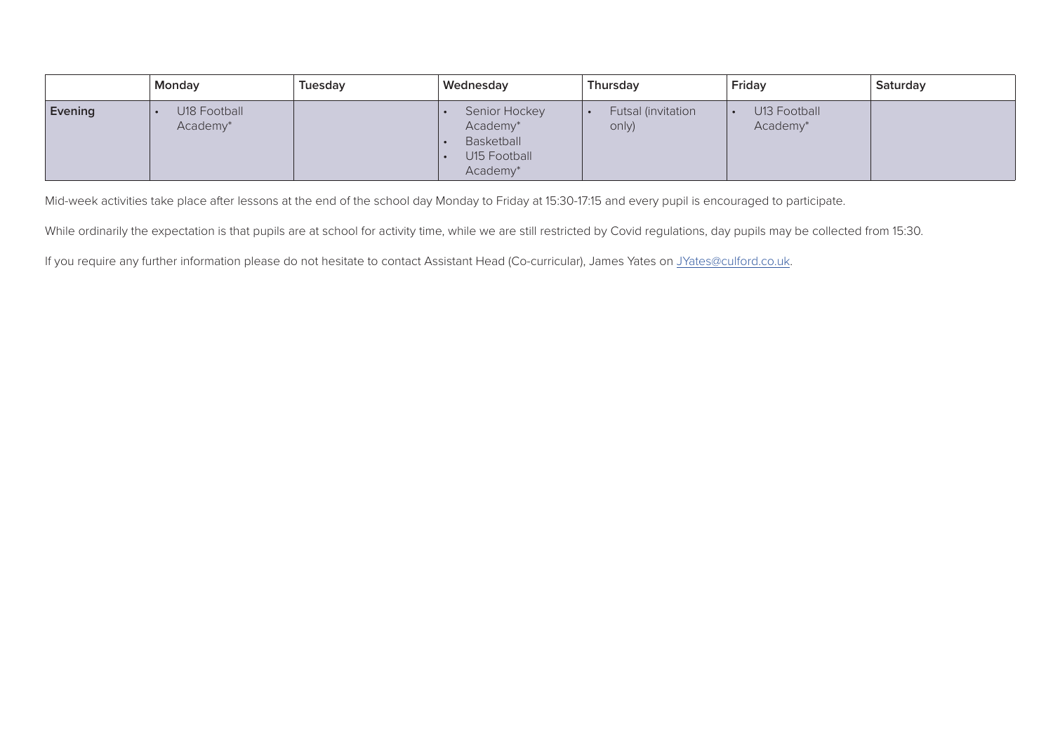| | Monday | Tuesday | Wednesday | Thursday | Friday | Saturday |
|---|---|---|---|---|---|---|
| **Evening** | • U18 Football Academy* | | • Senior Hockey Academy*<br>• Basketball<br>• U15 Football Academy* | • Futsal (invitation only) | • U13 Football Academy* | |

Mid-week activities take place after lessons at the end of the school day Monday to Friday at 15:30-17:15 and every pupil is encouraged to participate.

While ordinarily the expectation is that pupils are at school for activity time, while we are still restricted by Covid regulations, day pupils may be collected from 15:30.

If you require any further information please do not hesitate to contact Assistant Head (Co-curricular), James Yates on JYates@culford.co.uk.